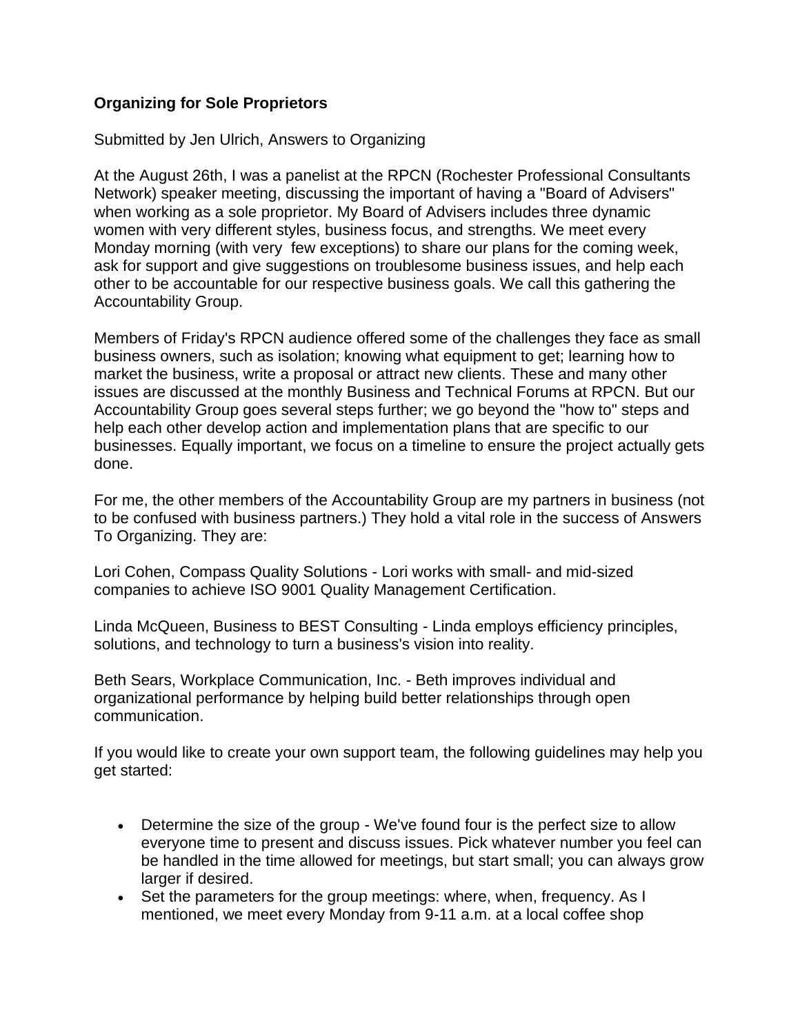**Organizing for Sole Proprietors**

Submitted by Jen Ulrich, Answers to Organizing

At the August 26th, I was a panelist at the RPCN (Rochester Professional Consultants Network) speaker meeting, discussing the important of having a "Board of Advisers" when working as a sole proprietor. My Board of Advisers includes three dynamic women with very different styles, business focus, and strengths. We meet every Monday morning (with very few exceptions) to share our plans for the coming week, ask for support and give suggestions on troublesome business issues, and help each other to be accountable for our respective business goals. We call this gathering the Accountability Group.

Members of Friday's RPCN audience offered some of the challenges they face as small business owners, such as isolation; knowing what equipment to get; learning how to market the business, write a proposal or attract new clients. These and many other issues are discussed at the monthly Business and Technical Forums at RPCN. But our Accountability Group goes several steps further; we go beyond the "how to" steps and help each other develop action and implementation plans that are specific to our businesses. Equally important, we focus on a timeline to ensure the project actually gets done.

For me, the other members of the Accountability Group are my partners in business (not to be confused with business partners.) They hold a vital role in the success of Answers To Organizing. They are:

Lori Cohen, Compass Quality Solutions - Lori works with small- and mid-sized companies to achieve ISO 9001 Quality Management Certification.

Linda McQueen, Business to BEST Consulting - Linda employs efficiency principles, solutions, and technology to turn a business's vision into reality.

Beth Sears, Workplace Communication, Inc. - Beth improves individual and organizational performance by helping build better relationships through open communication.

If you would like to create your own support team, the following guidelines may help you get started:

- Determine the size of the group - We've found four is the perfect size to allow everyone time to present and discuss issues. Pick whatever number you feel can be handled in the time allowed for meetings, but start small; you can always grow larger if desired.
- Set the parameters for the group meetings: where, when, frequency. As I mentioned, we meet every Monday from 9-11 a.m. at a local coffee shop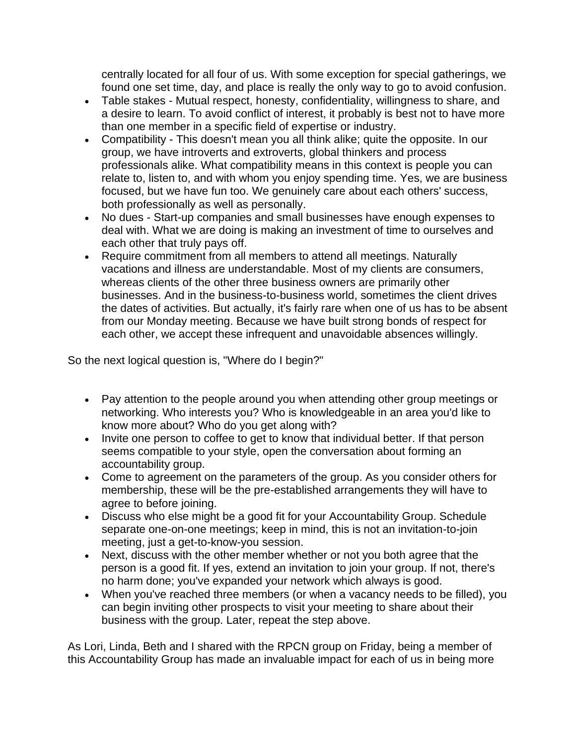centrally located for all four of us. With some exception for special gatherings, we found one set time, day, and place is really the only way to go to avoid confusion.

- Table stakes - Mutual respect, honesty, confidentiality, willingness to share, and a desire to learn. To avoid conflict of interest, it probably is best not to have more than one member in a specific field of expertise or industry.
- Compatibility - This doesn't mean you all think alike; quite the opposite. In our group, we have introverts and extroverts, global thinkers and process professionals alike. What compatibility means in this context is people you can relate to, listen to, and with whom you enjoy spending time. Yes, we are business focused, but we have fun too. We genuinely care about each others' success, both professionally as well as personally.
- No dues - Start-up companies and small businesses have enough expenses to deal with. What we are doing is making an investment of time to ourselves and each other that truly pays off.
- Require commitment from all members to attend all meetings. Naturally vacations and illness are understandable. Most of my clients are consumers, whereas clients of the other three business owners are primarily other businesses. And in the business-to-business world, sometimes the client drives the dates of activities. But actually, it's fairly rare when one of us has to be absent from our Monday meeting. Because we have built strong bonds of respect for each other, we accept these infrequent and unavoidable absences willingly.

So the next logical question is, "Where do I begin?"

- Pay attention to the people around you when attending other group meetings or networking. Who interests you? Who is knowledgeable in an area you'd like to know more about? Who do you get along with?
- Invite one person to coffee to get to know that individual better. If that person seems compatible to your style, open the conversation about forming an accountability group.
- Come to agreement on the parameters of the group. As you consider others for membership, these will be the pre-established arrangements they will have to agree to before joining.
- Discuss who else might be a good fit for your Accountability Group. Schedule separate one-on-one meetings; keep in mind, this is not an invitation-to-join meeting, just a get-to-know-you session.
- Next, discuss with the other member whether or not you both agree that the person is a good fit. If yes, extend an invitation to join your group. If not, there's no harm done; you've expanded your network which always is good.
- When you've reached three members (or when a vacancy needs to be filled), you can begin inviting other prospects to visit your meeting to share about their business with the group. Later, repeat the step above.

As Lori, Linda, Beth and I shared with the RPCN group on Friday, being a member of this Accountability Group has made an invaluable impact for each of us in being more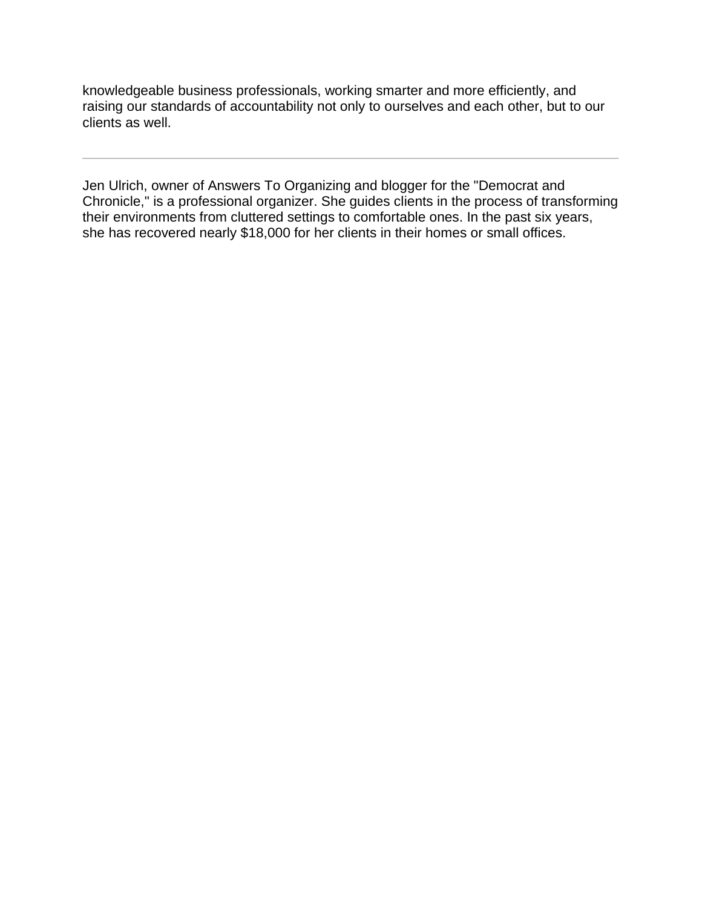knowledgeable business professionals, working smarter and more efficiently, and raising our standards of accountability not only to ourselves and each other, but to our clients as well.

---

Jen Ulrich, owner of Answers To Organizing and blogger for the "Democrat and Chronicle," is a professional organizer. She guides clients in the process of transforming their environments from cluttered settings to comfortable ones. In the past six years, she has recovered nearly $18,000 for her clients in their homes or small offices.